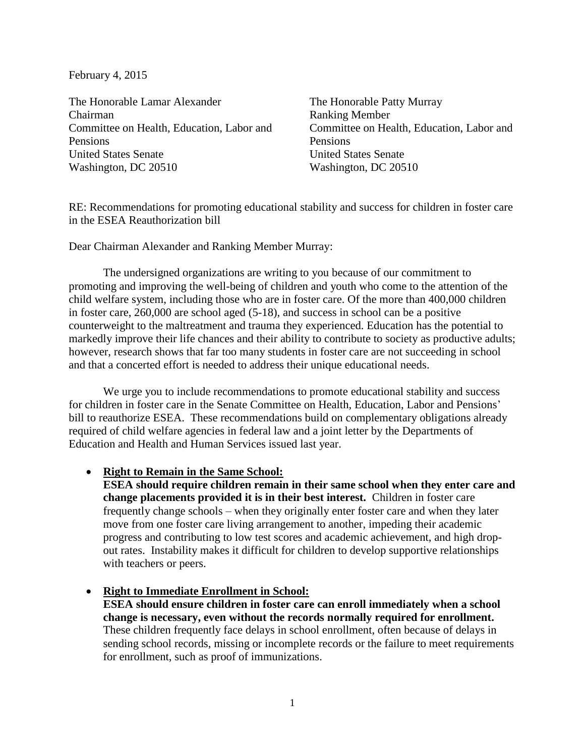February 4, 2015

The Honorable Lamar Alexander
Chairman
Committee on Health, Education, Labor and Pensions
United States Senate
Washington, DC 20510

The Honorable Patty Murray
Ranking Member
Committee on Health, Education, Labor and Pensions
United States Senate
Washington, DC 20510

RE: Recommendations for promoting educational stability and success for children in foster care in the ESEA Reauthorization bill

Dear Chairman Alexander and Ranking Member Murray:

The undersigned organizations are writing to you because of our commitment to promoting and improving the well-being of children and youth who come to the attention of the child welfare system, including those who are in foster care. Of the more than 400,000 children in foster care, 260,000 are school aged (5-18), and success in school can be a positive counterweight to the maltreatment and trauma they experienced. Education has the potential to markedly improve their life chances and their ability to contribute to society as productive adults; however, research shows that far too many students in foster care are not succeeding in school and that a concerted effort is needed to address their unique educational needs.

We urge you to include recommendations to promote educational stability and success for children in foster care in the Senate Committee on Health, Education, Labor and Pensions' bill to reauthorize ESEA. These recommendations build on complementary obligations already required of child welfare agencies in federal law and a joint letter by the Departments of Education and Health and Human Services issued last year.

- **Right to Remain in the Same School:**
  **ESEA should require children remain in their same school when they enter care and change placements provided it is in their best interest.** Children in foster care frequently change schools – when they originally enter foster care and when they later move from one foster care living arrangement to another, impeding their academic progress and contributing to low test scores and academic achievement, and high drop-out rates. Instability makes it difficult for children to develop supportive relationships with teachers or peers.

- **Right to Immediate Enrollment in School:**
  **ESEA should ensure children in foster care can enroll immediately when a school change is necessary, even without the records normally required for enrollment.** These children frequently face delays in school enrollment, often because of delays in sending school records, missing or incomplete records or the failure to meet requirements for enrollment, such as proof of immunizations.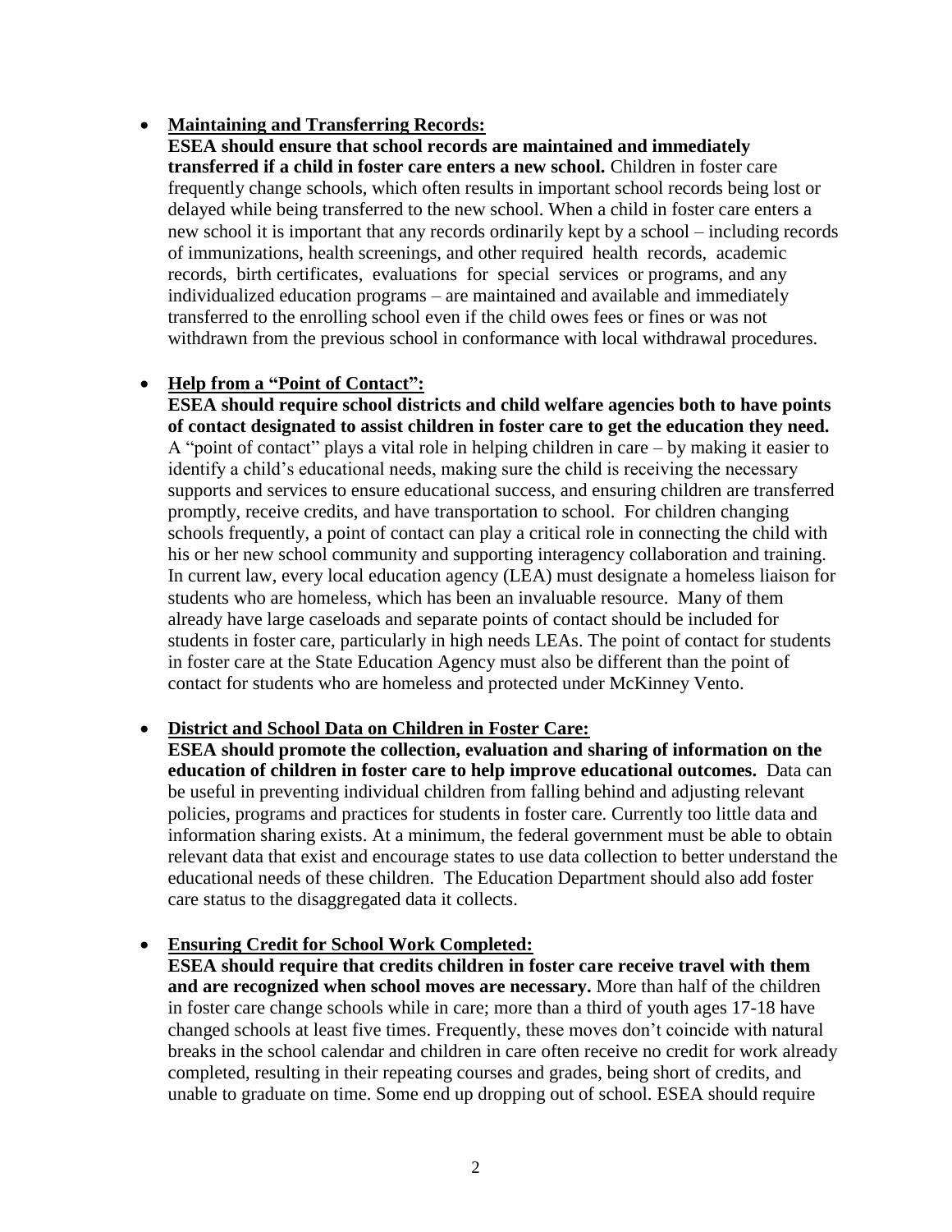- **<u>Maintaining and Transferring Records:</u>**
  **ESEA should ensure that school records are maintained and immediately transferred if a child in foster care enters a new school.** Children in foster care frequently change schools, which often results in important school records being lost or delayed while being transferred to the new school. When a child in foster care enters a new school it is important that any records ordinarily kept by a school – including records of immunizations, health screenings, and other required health records, academic records, birth certificates, evaluations for special services or programs, and any individualized education programs – are maintained and available and immediately transferred to the enrolling school even if the child owes fees or fines or was not withdrawn from the previous school in conformance with local withdrawal procedures.

- **<u>Help from a "Point of Contact":</u>**
  **ESEA should require school districts and child welfare agencies both to have points of contact designated to assist children in foster care to get the education they need.** A "point of contact" plays a vital role in helping children in care – by making it easier to identify a child's educational needs, making sure the child is receiving the necessary supports and services to ensure educational success, and ensuring children are transferred promptly, receive credits, and have transportation to school. For children changing schools frequently, a point of contact can play a critical role in connecting the child with his or her new school community and supporting interagency collaboration and training. In current law, every local education agency (LEA) must designate a homeless liaison for students who are homeless, which has been an invaluable resource. Many of them already have large caseloads and separate points of contact should be included for students in foster care, particularly in high needs LEAs. The point of contact for students in foster care at the State Education Agency must also be different than the point of contact for students who are homeless and protected under McKinney Vento.

- **<u>District and School Data on Children in Foster Care:</u>**
  **ESEA should promote the collection, evaluation and sharing of information on the education of children in foster care to help improve educational outcomes.** Data can be useful in preventing individual children from falling behind and adjusting relevant policies, programs and practices for students in foster care. Currently too little data and information sharing exists. At a minimum, the federal government must be able to obtain relevant data that exist and encourage states to use data collection to better understand the educational needs of these children. The Education Department should also add foster care status to the disaggregated data it collects.

- **<u>Ensuring Credit for School Work Completed:</u>**
  **ESEA should require that credits children in foster care receive travel with them and are recognized when school moves are necessary.** More than half of the children in foster care change schools while in care; more than a third of youth ages 17-18 have changed schools at least five times. Frequently, these moves don't coincide with natural breaks in the school calendar and children in care often receive no credit for work already completed, resulting in their repeating courses and grades, being short of credits, and unable to graduate on time. Some end up dropping out of school. ESEA should require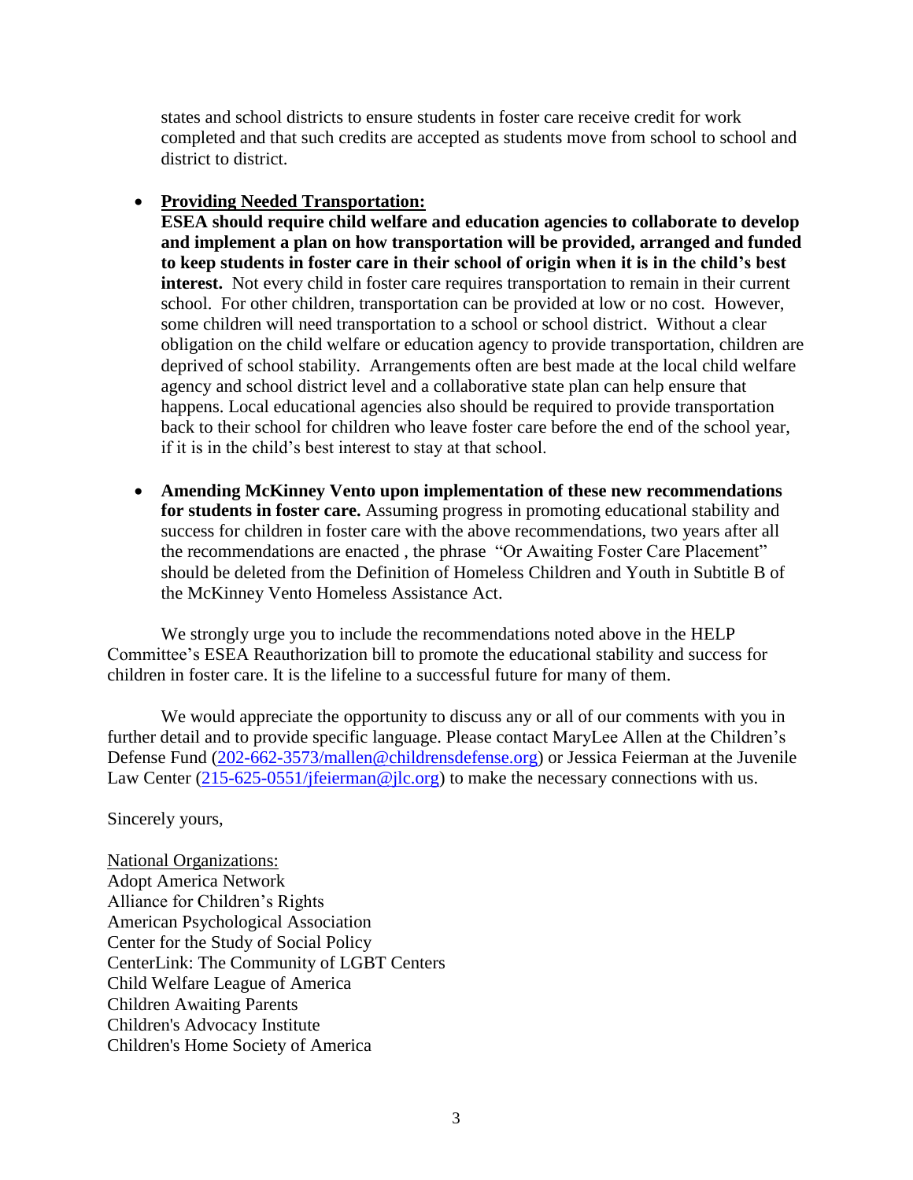states and school districts to ensure students in foster care receive credit for work completed and that such credits are accepted as students move from school to school and district to district.

- **Providing Needed Transportation:**
  **ESEA should require child welfare and education agencies to collaborate to develop and implement a plan on how transportation will be provided, arranged and funded to keep students in foster care in their school of origin when it is in the child's best interest.** Not every child in foster care requires transportation to remain in their current school. For other children, transportation can be provided at low or no cost. However, some children will need transportation to a school or school district. Without a clear obligation on the child welfare or education agency to provide transportation, children are deprived of school stability. Arrangements often are best made at the local child welfare agency and school district level and a collaborative state plan can help ensure that happens. Local educational agencies also should be required to provide transportation back to their school for children who leave foster care before the end of the school year, if it is in the child's best interest to stay at that school.

- **Amending McKinney Vento upon implementation of these new recommendations for students in foster care.** Assuming progress in promoting educational stability and success for children in foster care with the above recommendations, two years after all the recommendations are enacted , the phrase "Or Awaiting Foster Care Placement" should be deleted from the Definition of Homeless Children and Youth in Subtitle B of the McKinney Vento Homeless Assistance Act.

We strongly urge you to include the recommendations noted above in the HELP Committee's ESEA Reauthorization bill to promote the educational stability and success for children in foster care. It is the lifeline to a successful future for many of them.

We would appreciate the opportunity to discuss any or all of our comments with you in further detail and to provide specific language. Please contact MaryLee Allen at the Children's Defense Fund (202-662-3573/mallen@childrensdefense.org) or Jessica Feierman at the Juvenile Law Center (215-625-0551/jfeierman@jlc.org) to make the necessary connections with us.

Sincerely yours,

National Organizations:
Adopt America Network
Alliance for Children's Rights
American Psychological Association
Center for the Study of Social Policy
CenterLink: The Community of LGBT Centers
Child Welfare League of America
Children Awaiting Parents
Children's Advocacy Institute
Children's Home Society of America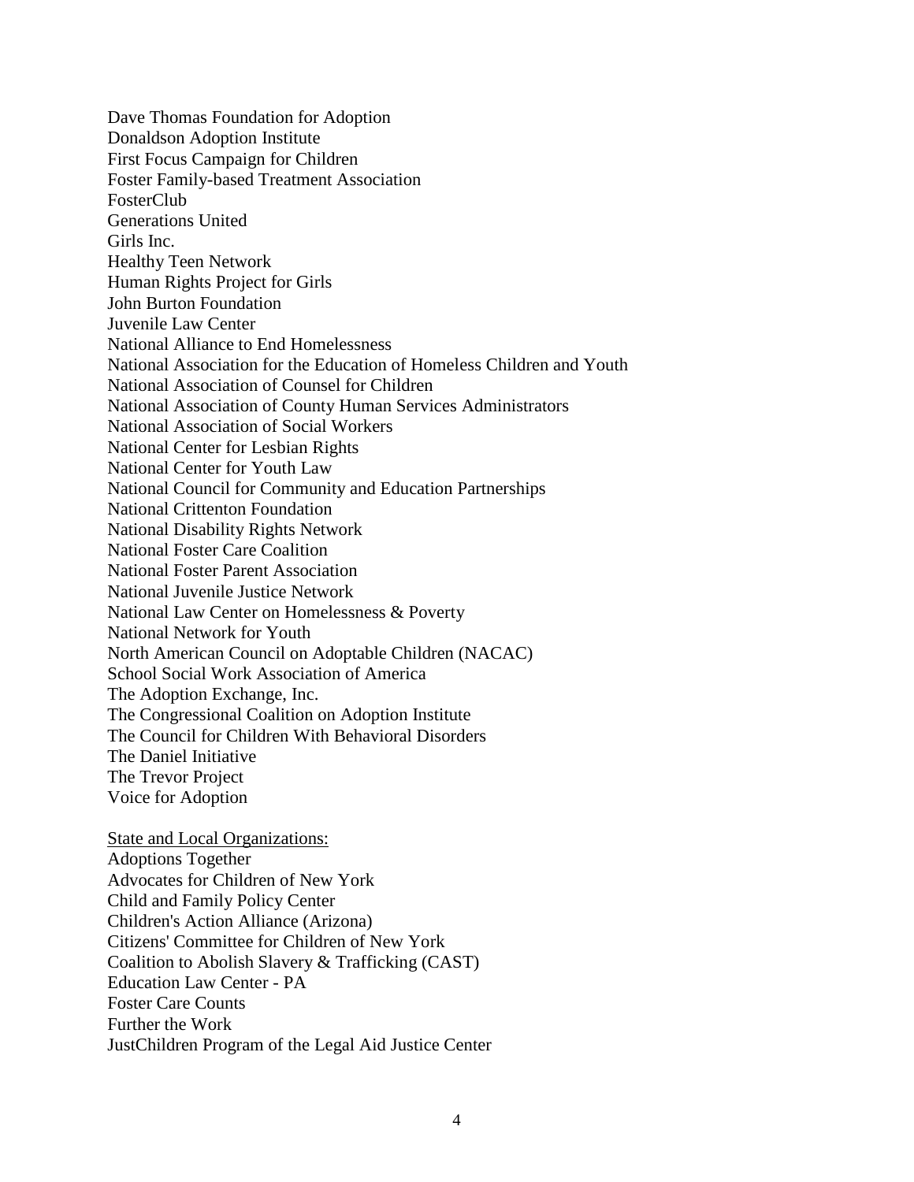Dave Thomas Foundation for Adoption
Donaldson Adoption Institute
First Focus Campaign for Children
Foster Family-based Treatment Association
FosterClub
Generations United
Girls Inc.
Healthy Teen Network
Human Rights Project for Girls
John Burton Foundation
Juvenile Law Center
National Alliance to End Homelessness
National Association for the Education of Homeless Children and Youth
National Association of Counsel for Children
National Association of County Human Services Administrators
National Association of Social Workers
National Center for Lesbian Rights
National Center for Youth Law
National Council for Community and Education Partnerships
National Crittenton Foundation
National Disability Rights Network
National Foster Care Coalition
National Foster Parent Association
National Juvenile Justice Network
National Law Center on Homelessness & Poverty
National Network for Youth
North American Council on Adoptable Children (NACAC)
School Social Work Association of America
The Adoption Exchange, Inc.
The Congressional Coalition on Adoption Institute
The Council for Children With Behavioral Disorders
The Daniel Initiative
The Trevor Project
Voice for Adoption

<u>State and Local Organizations:</u>
Adoptions Together
Advocates for Children of New York
Child and Family Policy Center
Children's Action Alliance (Arizona)
Citizens' Committee for Children of New York
Coalition to Abolish Slavery & Trafficking (CAST)
Education Law Center - PA
Foster Care Counts
Further the Work
JustChildren Program of the Legal Aid Justice Center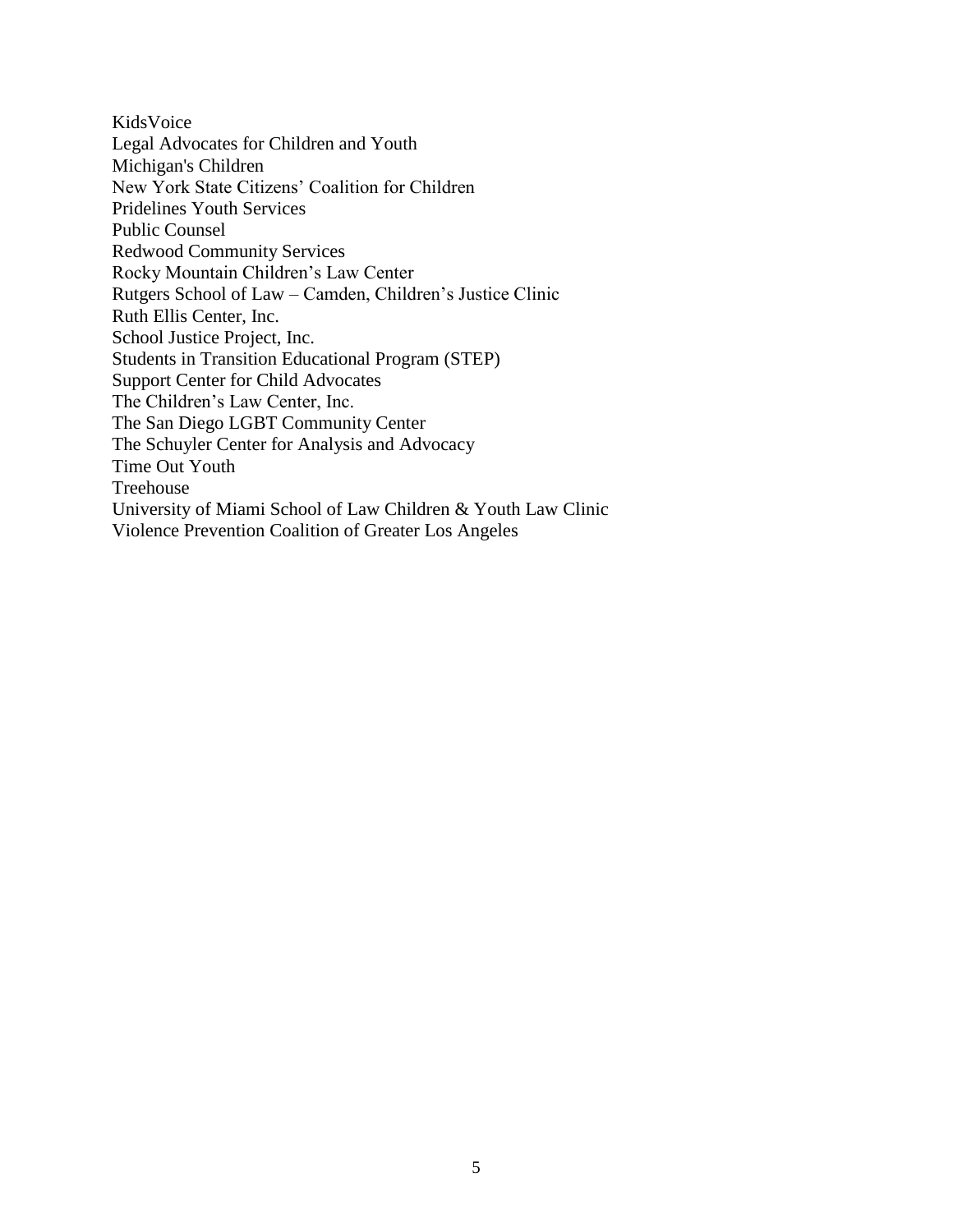KidsVoice
Legal Advocates for Children and Youth
Michigan's Children
New York State Citizens' Coalition for Children
Pridelines Youth Services
Public Counsel
Redwood Community Services
Rocky Mountain Children's Law Center
Rutgers School of Law – Camden, Children's Justice Clinic
Ruth Ellis Center, Inc.
School Justice Project, Inc.
Students in Transition Educational Program (STEP)
Support Center for Child Advocates
The Children's Law Center, Inc.
The San Diego LGBT Community Center
The Schuyler Center for Analysis and Advocacy
Time Out Youth
Treehouse
University of Miami School of Law Children & Youth Law Clinic
Violence Prevention Coalition of Greater Los Angeles